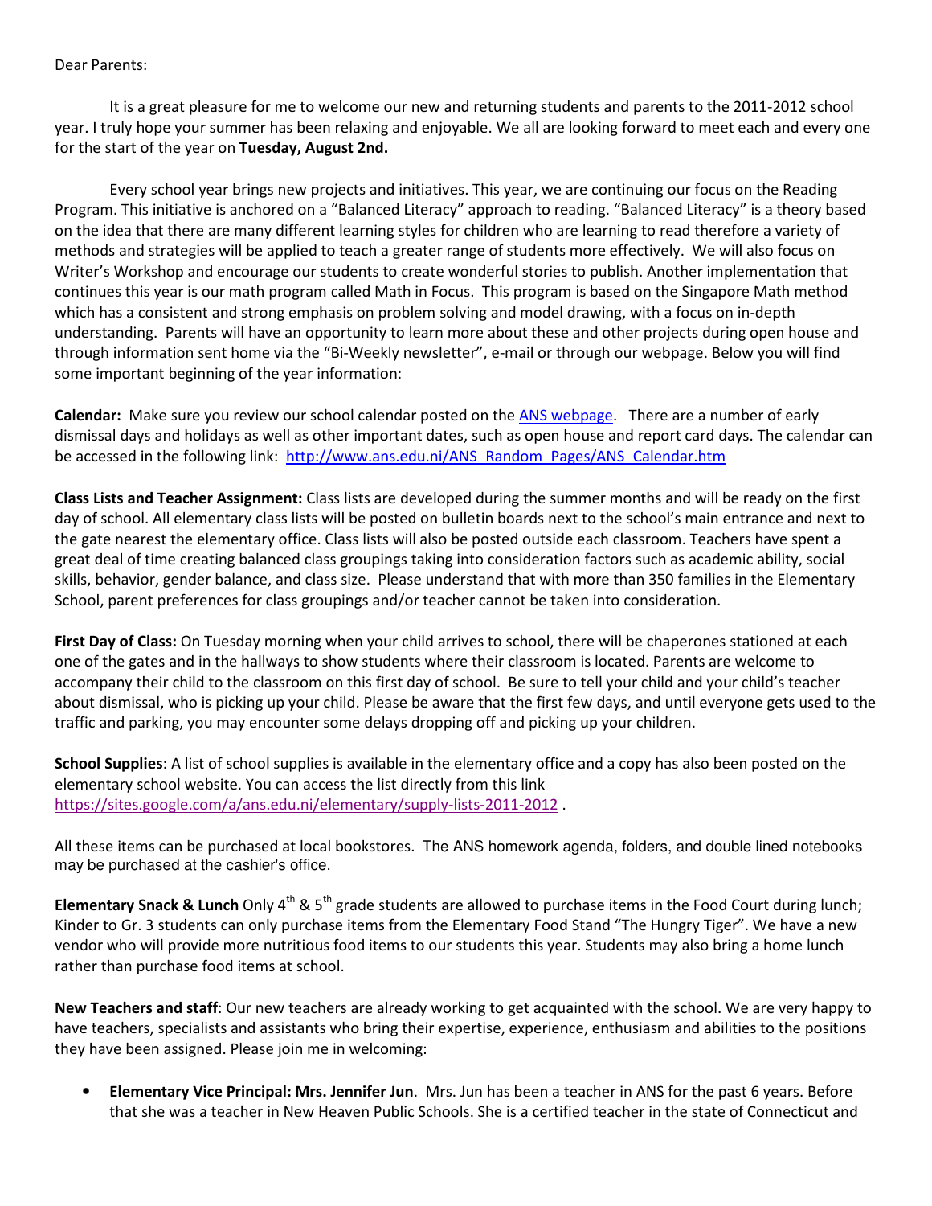Dear Parents:

It is a great pleasure for me to welcome our new and returning students and parents to the 2011-2012 school year. I truly hope your summer has been relaxing and enjoyable. We all are looking forward to meet each and every one for the start of the year on **Tuesday, August 2nd.**

Every school year brings new projects and initiatives. This year, we are continuing our focus on the Reading Program. This initiative is anchored on a "Balanced Literacy" approach to reading. "Balanced Literacy" is a theory based on the idea that there are many different learning styles for children who are learning to read therefore a variety of methods and strategies will be applied to teach a greater range of students more effectively. We will also focus on Writer's Workshop and encourage our students to create wonderful stories to publish. Another implementation that continues this year is our math program called Math in Focus. This program is based on the Singapore Math method which has a consistent and strong emphasis on problem solving and model drawing, with a focus on in-depth understanding. Parents will have an opportunity to learn more about these and other projects during open house and through information sent home via the "Bi-Weekly newsletter", e-mail or through our webpage. Below you will find some important beginning of the year information:

**Calendar:** Make sure you review our school calendar posted on the ANS webpage. There are a number of early dismissal days and holidays as well as other important dates, such as open house and report card days. The calendar can be accessed in the following link: http://www.ans.edu.ni/ANS_Random_Pages/ANS_Calendar.htm

**Class Lists and Teacher Assignment:** Class lists are developed during the summer months and will be ready on the first day of school. All elementary class lists will be posted on bulletin boards next to the school's main entrance and next to the gate nearest the elementary office. Class lists will also be posted outside each classroom. Teachers have spent a great deal of time creating balanced class groupings taking into consideration factors such as academic ability, social skills, behavior, gender balance, and class size. Please understand that with more than 350 families in the Elementary School, parent preferences for class groupings and/or teacher cannot be taken into consideration.

**First Day of Class:** On Tuesday morning when your child arrives to school, there will be chaperones stationed at each one of the gates and in the hallways to show students where their classroom is located. Parents are welcome to accompany their child to the classroom on this first day of school. Be sure to tell your child and your child's teacher about dismissal, who is picking up your child. Please be aware that the first few days, and until everyone gets used to the traffic and parking, you may encounter some delays dropping off and picking up your children.

**School Supplies**: A list of school supplies is available in the elementary office and a copy has also been posted on the elementary school website. You can access the list directly from this link https://sites.google.com/a/ans.edu.ni/elementary/supply-lists-2011-2012 .

All these items can be purchased at local bookstores. The ANS homework agenda, folders, and double lined notebooks may be purchased at the cashier's office.

**Elementary Snack & Lunch** Only 4th & 5th grade students are allowed to purchase items in the Food Court during lunch; Kinder to Gr. 3 students can only purchase items from the Elementary Food Stand "The Hungry Tiger". We have a new vendor who will provide more nutritious food items to our students this year. Students may also bring a home lunch rather than purchase food items at school.

**New Teachers and staff**: Our new teachers are already working to get acquainted with the school. We are very happy to have teachers, specialists and assistants who bring their expertise, experience, enthusiasm and abilities to the positions they have been assigned. Please join me in welcoming:

- **Elementary Vice Principal: Mrs. Jennifer Jun**. Mrs. Jun has been a teacher in ANS for the past 6 years. Before that she was a teacher in New Heaven Public Schools. She is a certified teacher in the state of Connecticut and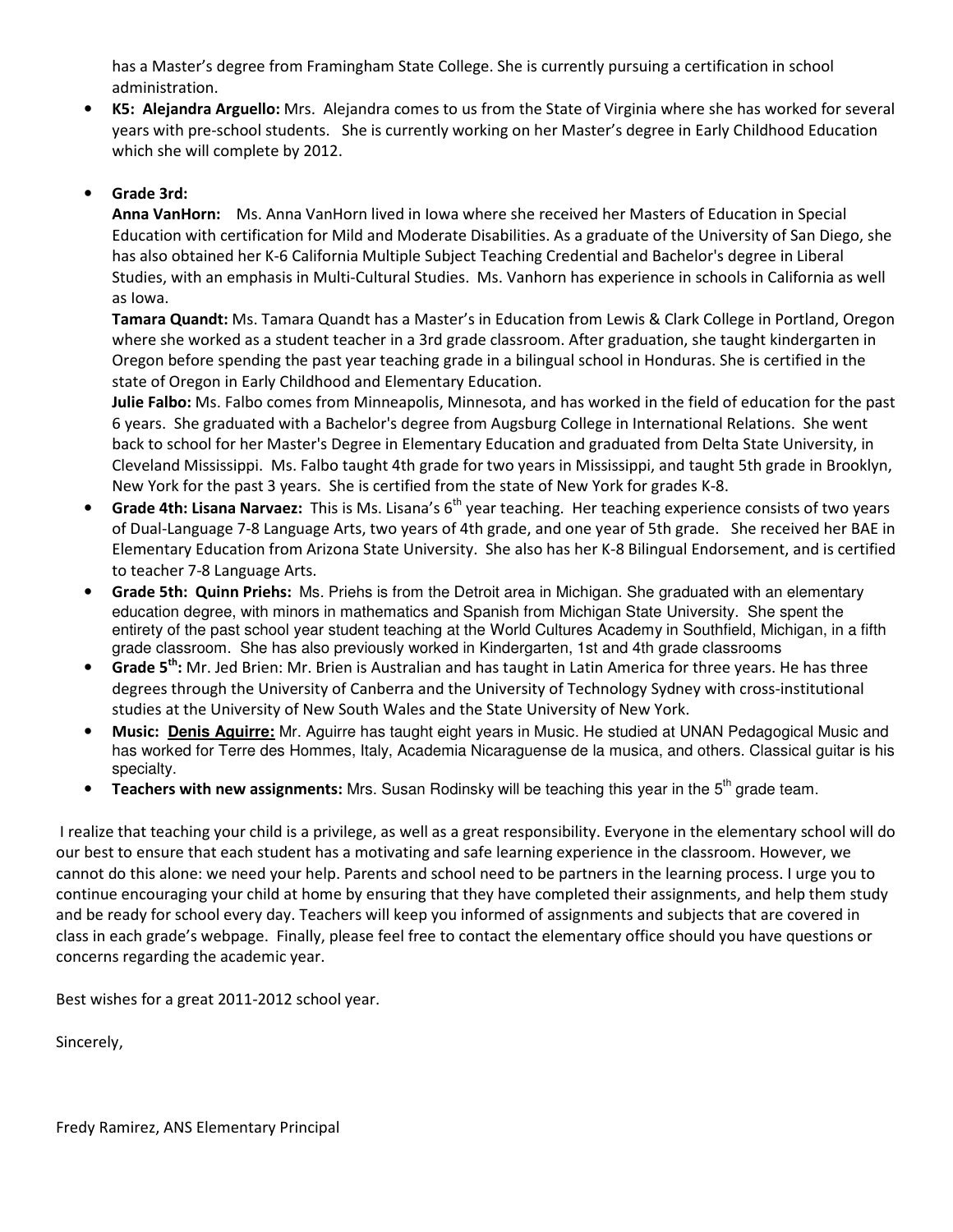has a Master's degree from Framingham State College. She is currently pursuing a certification in school administration.

- **K5: Alejandra Arguello:** Mrs. Alejandra comes to us from the State of Virginia where she has worked for several years with pre-school students. She is currently working on her Master's degree in Early Childhood Education which she will complete by 2012.

- **Grade 3rd:**

  **Anna VanHorn:** Ms. Anna VanHorn lived in Iowa where she received her Masters of Education in Special Education with certification for Mild and Moderate Disabilities. As a graduate of the University of San Diego, she has also obtained her K-6 California Multiple Subject Teaching Credential and Bachelor's degree in Liberal Studies, with an emphasis in Multi-Cultural Studies. Ms. Vanhorn has experience in schools in California as well as Iowa.

  **Tamara Quandt:** Ms. Tamara Quandt has a Master's in Education from Lewis & Clark College in Portland, Oregon where she worked as a student teacher in a 3rd grade classroom. After graduation, she taught kindergarten in Oregon before spending the past year teaching grade in a bilingual school in Honduras. She is certified in the state of Oregon in Early Childhood and Elementary Education.

  **Julie Falbo:** Ms. Falbo comes from Minneapolis, Minnesota, and has worked in the field of education for the past 6 years. She graduated with a Bachelor's degree from Augsburg College in International Relations. She went back to school for her Master's Degree in Elementary Education and graduated from Delta State University, in Cleveland Mississippi. Ms. Falbo taught 4th grade for two years in Mississippi, and taught 5th grade in Brooklyn, New York for the past 3 years. She is certified from the state of New York for grades K-8.
- **Grade 4th: Lisana Narvaez:** This is Ms. Lisana's 6th year teaching. Her teaching experience consists of two years of Dual-Language 7-8 Language Arts, two years of 4th grade, and one year of 5th grade. She received her BAE in Elementary Education from Arizona State University. She also has her K-8 Bilingual Endorsement, and is certified to teacher 7-8 Language Arts.
- **Grade 5th: Quinn Priehs:** Ms. Priehs is from the Detroit area in Michigan. She graduated with an elementary education degree, with minors in mathematics and Spanish from Michigan State University. She spent the entirety of the past school year student teaching at the World Cultures Academy in Southfield, Michigan, in a fifth grade classroom. She has also previously worked in Kindergarten, 1st and 4th grade classrooms
- **Grade 5th:** Mr. Jed Brien: Mr. Brien is Australian and has taught in Latin America for three years. He has three degrees through the University of Canberra and the University of Technology Sydney with cross-institutional studies at the University of New South Wales and the State University of New York.
- **Music: Denis Aguirre:** Mr. Aguirre has taught eight years in Music. He studied at UNAN Pedagogical Music and has worked for Terre des Hommes, Italy, Academia Nicaraguense de la musica, and others. Classical guitar is his specialty.
- **Teachers with new assignments:** Mrs. Susan Rodinsky will be teaching this year in the 5th grade team.

I realize that teaching your child is a privilege, as well as a great responsibility. Everyone in the elementary school will do our best to ensure that each student has a motivating and safe learning experience in the classroom. However, we cannot do this alone: we need your help. Parents and school need to be partners in the learning process. I urge you to continue encouraging your child at home by ensuring that they have completed their assignments, and help them study and be ready for school every day. Teachers will keep you informed of assignments and subjects that are covered in class in each grade's webpage. Finally, please feel free to contact the elementary office should you have questions or concerns regarding the academic year.

Best wishes for a great 2011-2012 school year.

Sincerely,

Fredy Ramirez, ANS Elementary Principal